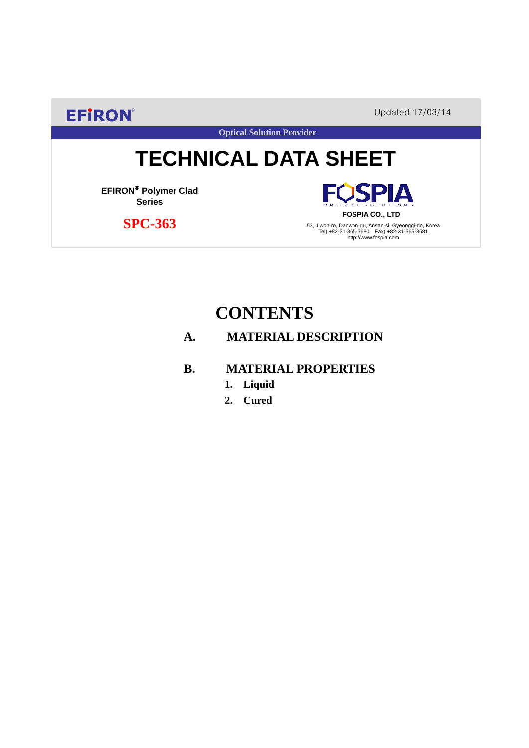EFIRON®

Updated 17/03/14

Optical Solution Provider

# TECHNICAL DATA SHEET

**EFIRON® Polymer Clad Series**

**SPC-363**

FOSPIA OPTICAL SOLUTIONS

**FOSPIA CO., LTD**

53, Jiwon-ro, Danwon-gu, Ansan-si, Gyeonggi-do, Korea
Tel) +82-31-365-3680 Fax) +82-31-365-3681
http://www.fospia.com

## CONTENTS

**A. MATERIAL DESCRIPTION**

**B. MATERIAL PROPERTIES**

1. **Liquid**
2. **Cured**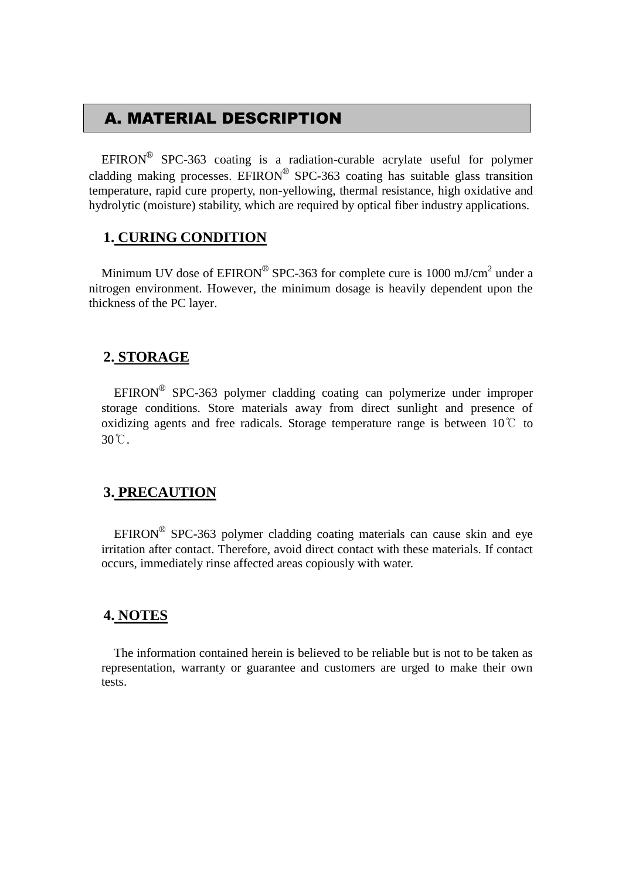# A. MATERIAL DESCRIPTION

EFIRON® SPC-363 coating is a radiation-curable acrylate useful for polymer cladding making processes. EFIRON® SPC-363 coating has suitable glass transition temperature, rapid cure property, non-yellowing, thermal resistance, high oxidative and hydrolytic (moisture) stability, which are required by optical fiber industry applications.

## 1. CURING CONDITION

Minimum UV dose of EFIRON® SPC-363 for complete cure is 1000 mJ/cm$^2$ under a nitrogen environment. However, the minimum dosage is heavily dependent upon the thickness of the PC layer.

## 2. STORAGE

EFIRON® SPC-363 polymer cladding coating can polymerize under improper storage conditions. Store materials away from direct sunlight and presence of oxidizing agents and free radicals. Storage temperature range is between 10℃ to 30℃.

## 3. PRECAUTION

EFIRON® SPC-363 polymer cladding coating materials can cause skin and eye irritation after contact. Therefore, avoid direct contact with these materials. If contact occurs, immediately rinse affected areas copiously with water.

## 4. NOTES

The information contained herein is believed to be reliable but is not to be taken as representation, warranty or guarantee and customers are urged to make their own tests.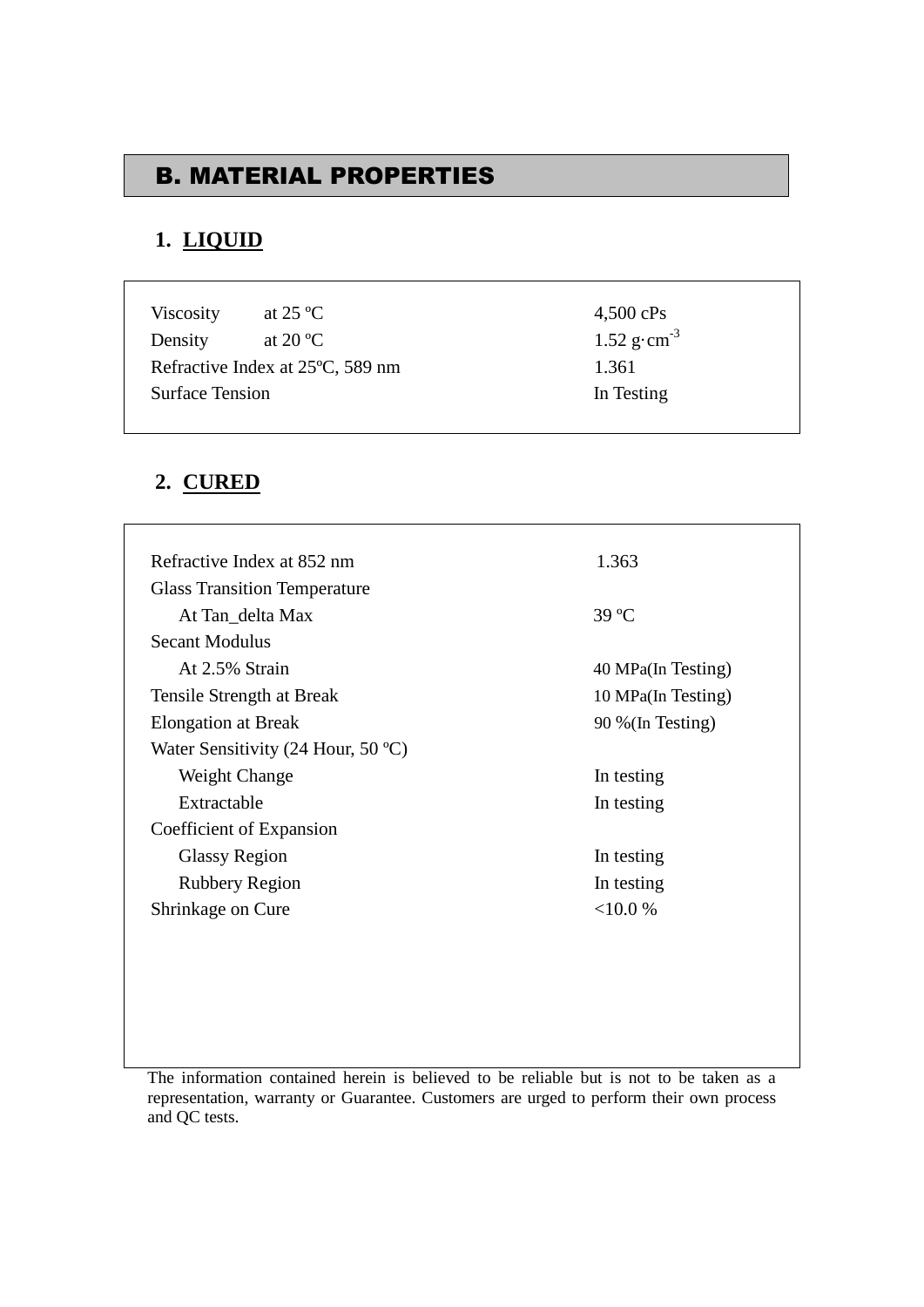## B. MATERIAL PROPERTIES

### 1. LIQUID

| | |
|---|---|
| Viscosity at 25 ºC | 4,500 cPs |
| Density at 20 ºC | 1.52 g·cm$^{-3}$ |
| Refractive Index at 25ºC, 589 nm | 1.361 |
| Surface Tension | In Testing |

### 2. CURED

| | |
|---|---|
| Refractive Index at 852 nm | 1.363 |
| Glass Transition Temperature | |
| At Tan_delta Max | 39 ºC |
| Secant Modulus | |
| At 2.5% Strain | 40 MPa(In Testing) |
| Tensile Strength at Break | 10 MPa(In Testing) |
| Elongation at Break | 90 %(In Testing) |
| Water Sensitivity (24 Hour, 50 ºC) | |
| Weight Change | In testing |
| Extractable | In testing |
| Coefficient of Expansion | |
| Glassy Region | In testing |
| Rubbery Region | In testing |
| Shrinkage on Cure | <10.0 % |

The information contained herein is believed to be reliable but is not to be taken as a representation, warranty or Guarantee. Customers are urged to perform their own process and QC tests.